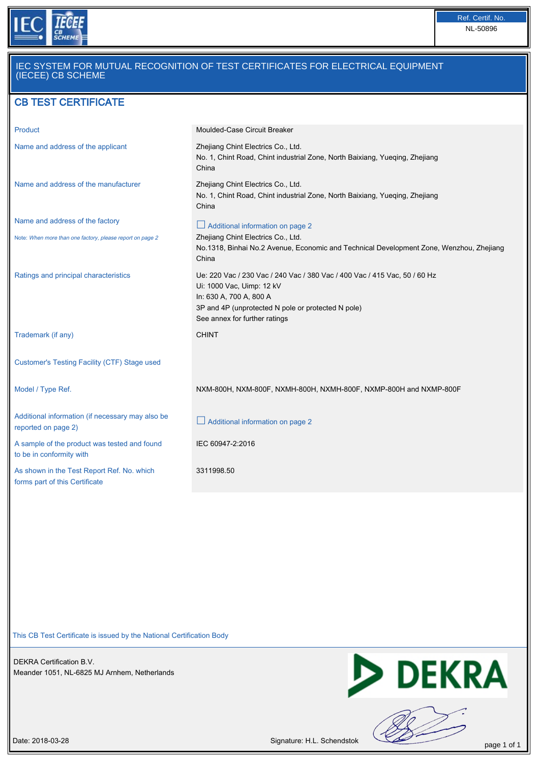IEC IECEE CB SCHEME

| Ref. Certif. No. |
| --- |
| NL-50896 |

## IEC SYSTEM FOR MUTUAL RECOGNITION OF TEST CERTIFICATES FOR ELECTRICAL EQUIPMENT (IECEE) CB SCHEME

# CB TEST CERTIFICATE

| | |
| --- | --- |
| Product | Moulded-Case Circuit Breaker |
| Name and address of the applicant | Zhejiang Chint Electrics Co., Ltd.<br>No. 1, Chint Road, Chint industrial Zone, North Baixiang, Yueqing, Zhejiang<br>China |
| Name and address of the manufacturer | Zhejiang Chint Electrics Co., Ltd.<br>No. 1, Chint Road, Chint industrial Zone, North Baixiang, Yueqing, Zhejiang<br>China |
| Name and address of the factory<br>Note: *When more than one factory, please report on page 2* | ☐ Additional information on page 2<br>Zhejiang Chint Electrics Co., Ltd.<br>No.1318, Binhai No.2 Avenue, Economic and Technical Development Zone, Wenzhou, Zhejiang<br>China |
| Ratings and principal characteristics | Ue: 220 Vac / 230 Vac / 240 Vac / 380 Vac / 400 Vac / 415 Vac, 50 / 60 Hz<br>Ui: 1000 Vac, Uimp: 12 kV<br>In: 630 A, 700 A, 800 A<br>3P and 4P (unprotected N pole or protected N pole)<br>See annex for further ratings |
| Trademark (if any) | CHINT |
| Customer's Testing Facility (CTF) Stage used | |
| Model / Type Ref. | NXM-800H, NXM-800F, NXMH-800H, NXMH-800F, NXMP-800H and NXMP-800F |
| Additional information (if necessary may also be reported on page 2) | ☐ Additional information on page 2 |
| A sample of the product was tested and found to be in conformity with | IEC 60947-2:2016 |
| As shown in the Test Report Ref. No. which forms part of this Certificate | 3311998.50 |

This CB Test Certificate is issued by the National Certification Body

DEKRA Certification B.V.
Meander 1051, NL-6825 MJ Arnhem, Netherlands

DEKRA

Date: 2018-03-28

Signature: H.L. Schendstok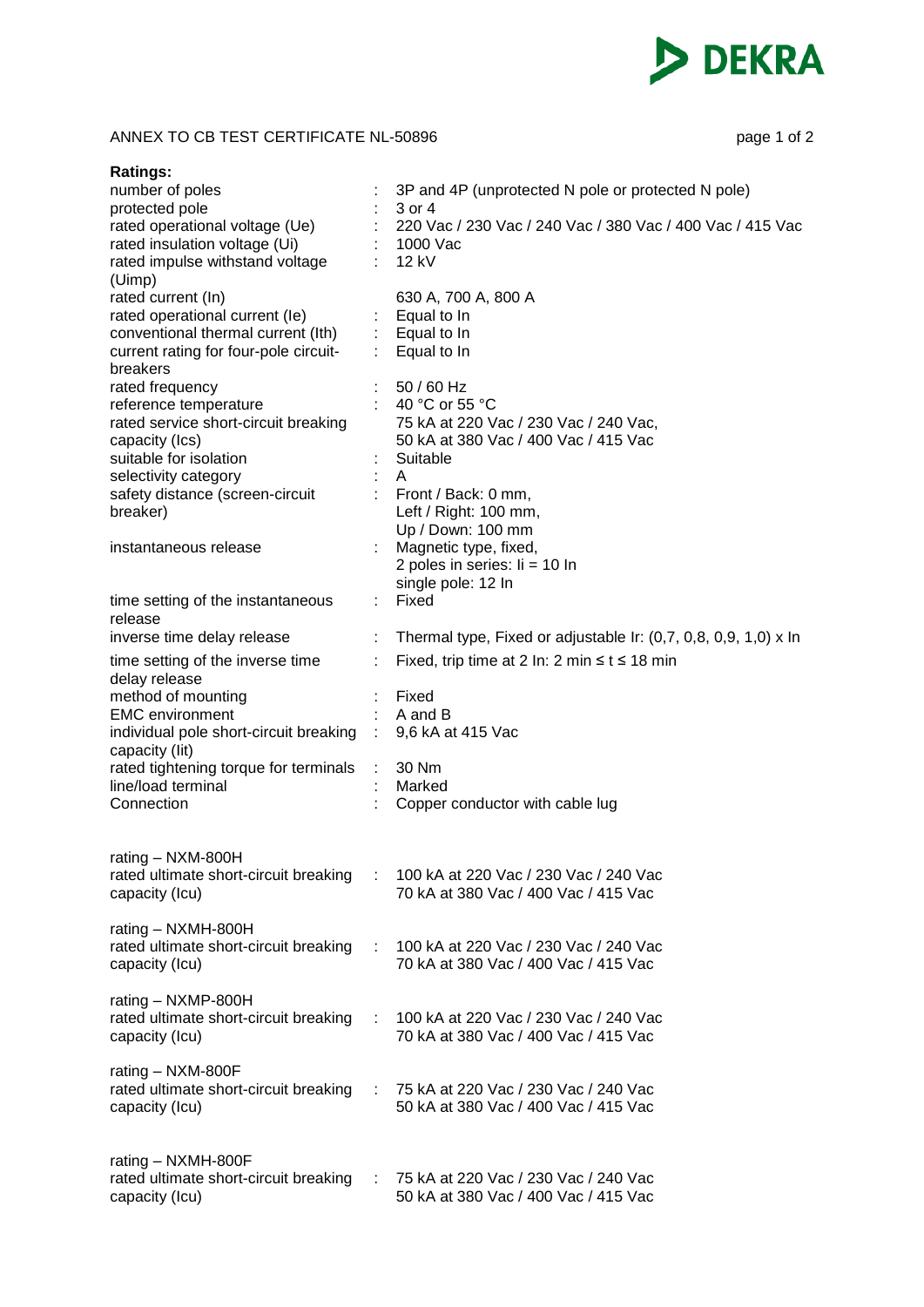ANNEX TO CB TEST CERTIFICATE NL-50896

**Ratings:**

| | | |
|---|---|---|
| number of poles | : | 3P and 4P (unprotected N pole or protected N pole) |
| protected pole | : | 3 or 4 |
| rated operational voltage (Ue) | : | 220 Vac / 230 Vac / 240 Vac / 380 Vac / 400 Vac / 415 Vac |
| rated insulation voltage (Ui) | : | 1000 Vac |
| rated impulse withstand voltage (Uimp) | : | 12 kV |
| rated current (In) | | 630 A, 700 A, 800 A |
| rated operational current (Ie) | : | Equal to In |
| conventional thermal current (Ith) | : | Equal to In |
| current rating for four-pole circuit-breakers | : | Equal to In |
| rated frequency | : | 50 / 60 Hz |
| reference temperature | : | 40 °C or 55 °C |
| rated service short-circuit breaking capacity (Ics) | | 75 kA at 220 Vac / 230 Vac / 240 Vac, 50 kA at 380 Vac / 400 Vac / 415 Vac |
| suitable for isolation | : | Suitable |
| selectivity category | : | A |
| safety distance (screen-circuit breaker) | : | Front / Back: 0 mm, Left / Right: 100 mm, Up / Down: 100 mm |
| instantaneous release | : | Magnetic type, fixed, 2 poles in series: Ii = 10 In single pole: 12 In |
| time setting of the instantaneous release | : | Fixed |
| inverse time delay release | : | Thermal type, Fixed or adjustable Ir: (0,7, 0,8, 0,9, 1,0) x In |
| time setting of the inverse time delay release | : | Fixed, trip time at 2 In: 2 min ≤ t ≤ 18 min |
| method of mounting | : | Fixed |
| EMC environment | : | A and B |
| individual pole short-circuit breaking capacity (Iit) | : | 9,6 kA at 415 Vac |
| rated tightening torque for terminals | : | 30 Nm |
| line/load terminal | : | Marked |
| Connection | : | Copper conductor with cable lug |

rating – NXM-800H

| | | |
|---|---|---|
| rated ultimate short-circuit breaking capacity (Icu) | : | 100 kA at 220 Vac / 230 Vac / 240 Vac, 70 kA at 380 Vac / 400 Vac / 415 Vac |

rating – NXMH-800H

| | | |
|---|---|---|
| rated ultimate short-circuit breaking capacity (Icu) | : | 100 kA at 220 Vac / 230 Vac / 240 Vac, 70 kA at 380 Vac / 400 Vac / 415 Vac |

rating – NXMP-800H

| | | |
|---|---|---|
| rated ultimate short-circuit breaking capacity (Icu) | : | 100 kA at 220 Vac / 230 Vac / 240 Vac, 70 kA at 380 Vac / 400 Vac / 415 Vac |

rating – NXM-800F

| | | |
|---|---|---|
| rated ultimate short-circuit breaking capacity (Icu) | : | 75 kA at 220 Vac / 230 Vac / 240 Vac, 50 kA at 380 Vac / 400 Vac / 415 Vac |

rating – NXMH-800F

| | | |
|---|---|---|
| rated ultimate short-circuit breaking capacity (Icu) | : | 75 kA at 220 Vac / 230 Vac / 240 Vac, 50 kA at 380 Vac / 400 Vac / 415 Vac |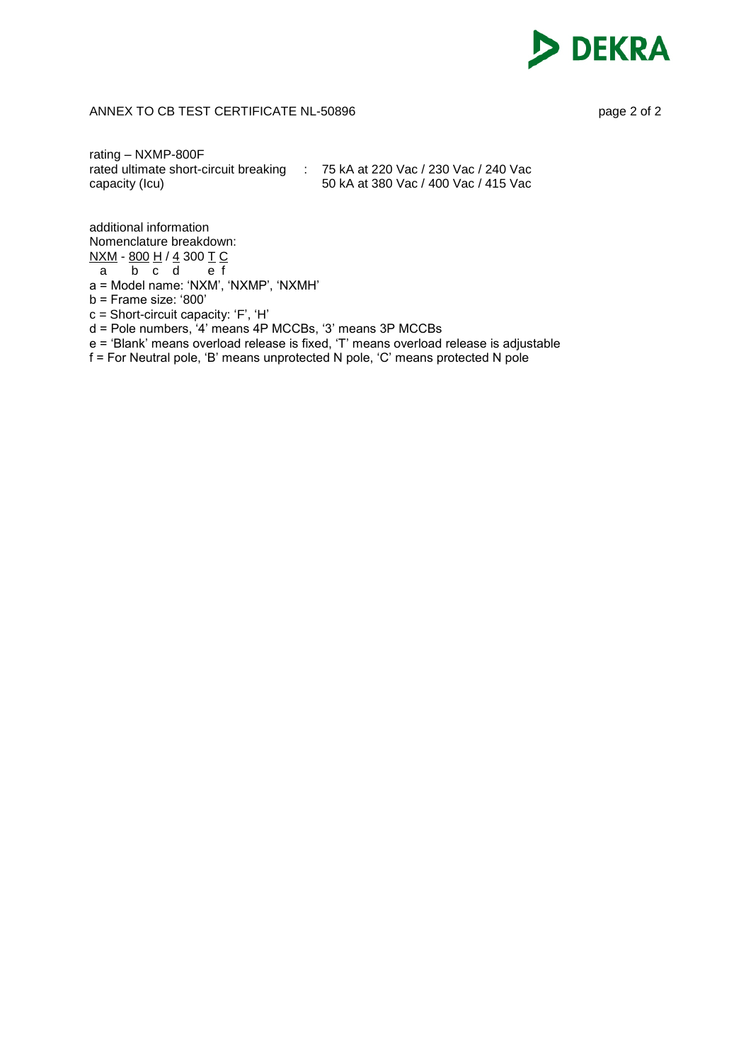ANNEX TO CB TEST CERTIFICATE NL-50896

rating – NXMP-800F

| | | |
|---|---|---|
| rated ultimate short-circuit breaking capacity (Icu) | : | 75 kA at 220 Vac / 230 Vac / 240 Vac<br>50 kA at 380 Vac / 400 Vac / 415 Vac |

additional information

Nomenclature breakdown:

<u>NXM</u> - <u>800</u> <u>H</u> / <u>4</u> 300 <u>T</u> <u>C</u>
  a      b   c   d        e  f

a = Model name: 'NXM', 'NXMP', 'NXMH'
b = Frame size: '800'
c = Short-circuit capacity: 'F', 'H'
d = Pole numbers, '4' means 4P MCCBs, '3' means 3P MCCBs
e = 'Blank' means overload release is fixed, 'T' means overload release is adjustable
f = For Neutral pole, 'B' means unprotected N pole, 'C' means protected N pole